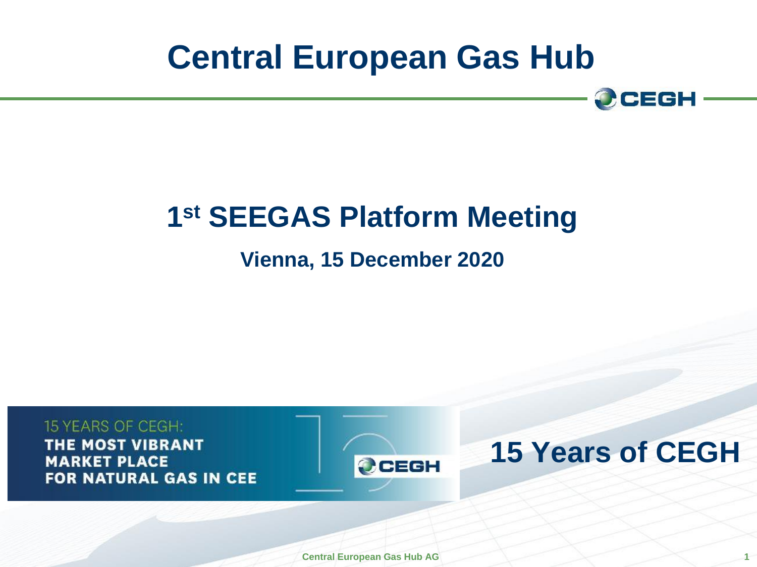# Central European Gas Hub

CEGH

## 1st SEEGAS Platform Meeting

**Vienna, 15 December 2020**

15 YEARS OF CEGH:
**THE MOST VIBRANT MARKET PLACE FOR NATURAL GAS IN CEE**

CEGH

## 15 Years of CEGH

Central European Gas Hub AG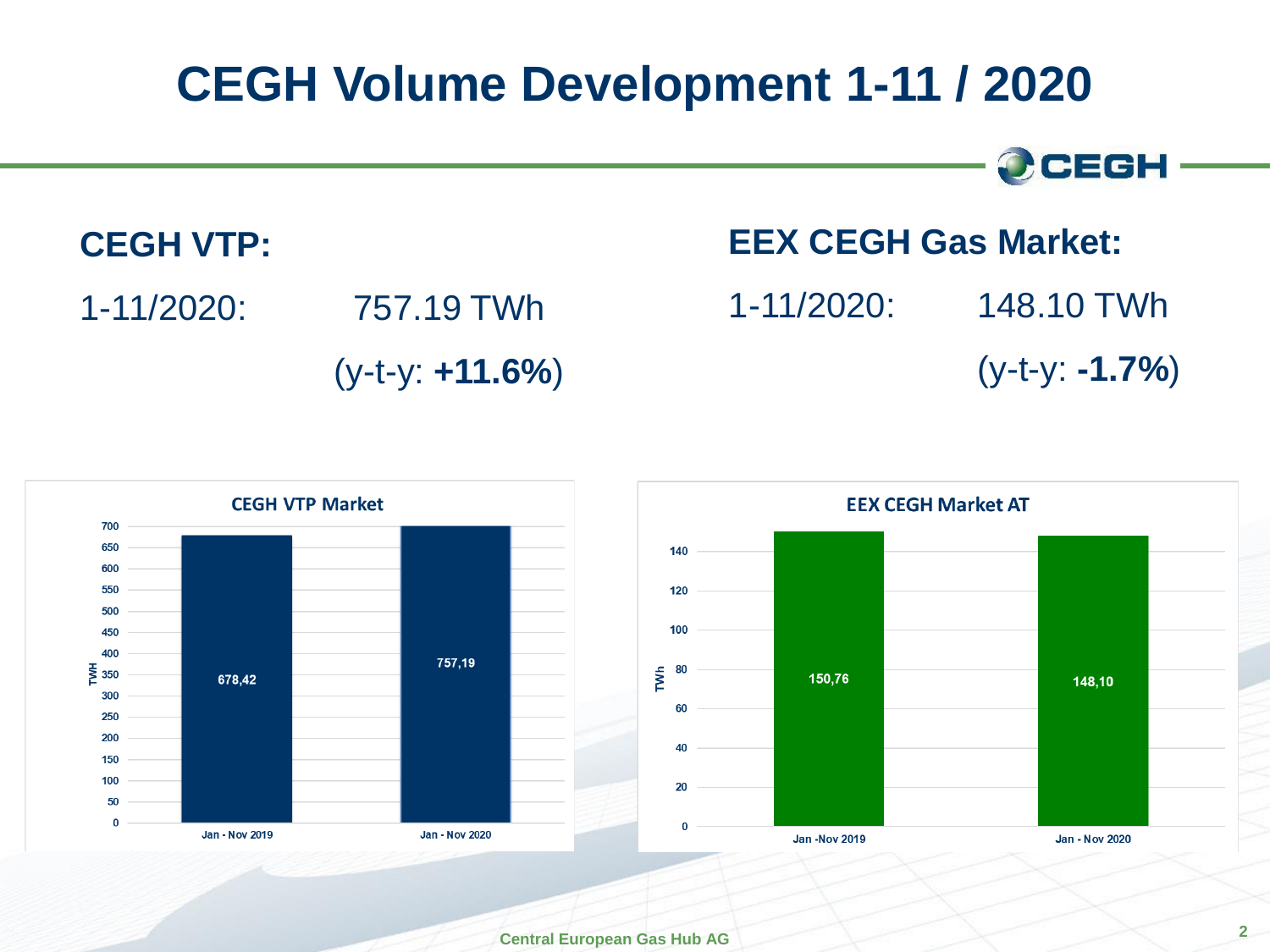# CEGH Volume Development 1-11 / 2020

## CEGH VTP:

1-11/2020: 757.19 TWh

(y-t-y: **+11.6%**)

## EEX CEGH Gas Market:

1-11/2020: 148.10 TWh

(y-t-y: **-1.7%**)

**CEGH VTP Market**

TWH

700
650
600
550
500
450
400
350
300
250
200
150
100
50
0

678,42
757,19

Jan - Nov 2019
Jan - Nov 2020

**EEX CEGH Market AT**

TWh

140
120
100
80
60
40
20
0

150,76
148,10

Jan -Nov 2019
Jan - Nov 2020

Central European Gas Hub AG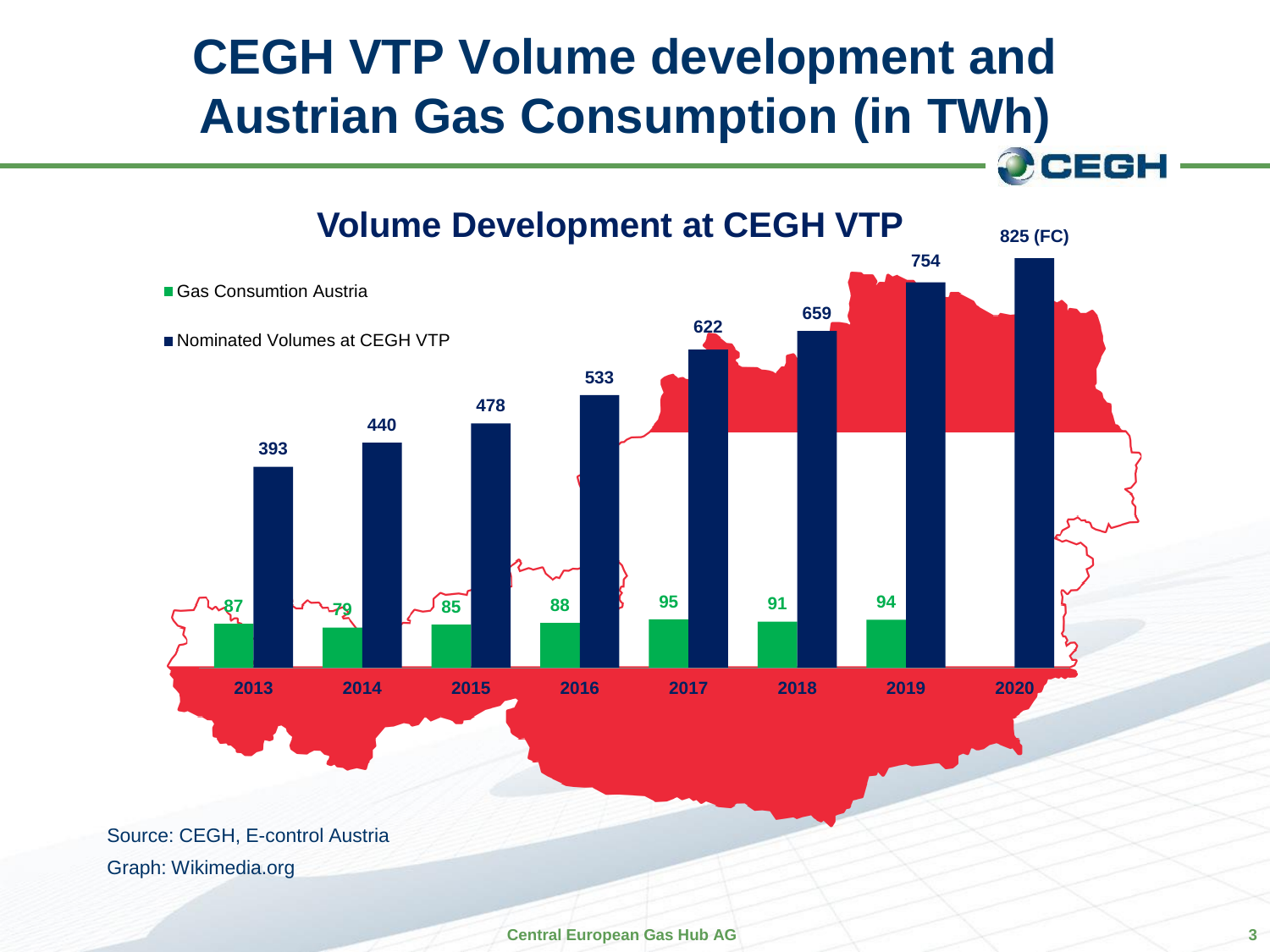# CEGH VTP Volume development and Austrian Gas Consumption (in TWh)

## Volume Development at CEGH VTP

Gas Consumtion Austria

Nominated Volumes at CEGH VTP

393
440
478
533
622
659
754
825 (FC)

87
79
85
88
95
91
94

2013
2014
2015
2016
2017
2018
2019
2020

Source: CEGH, E-control Austria

Graph: Wikimedia.org

Central European Gas Hub AG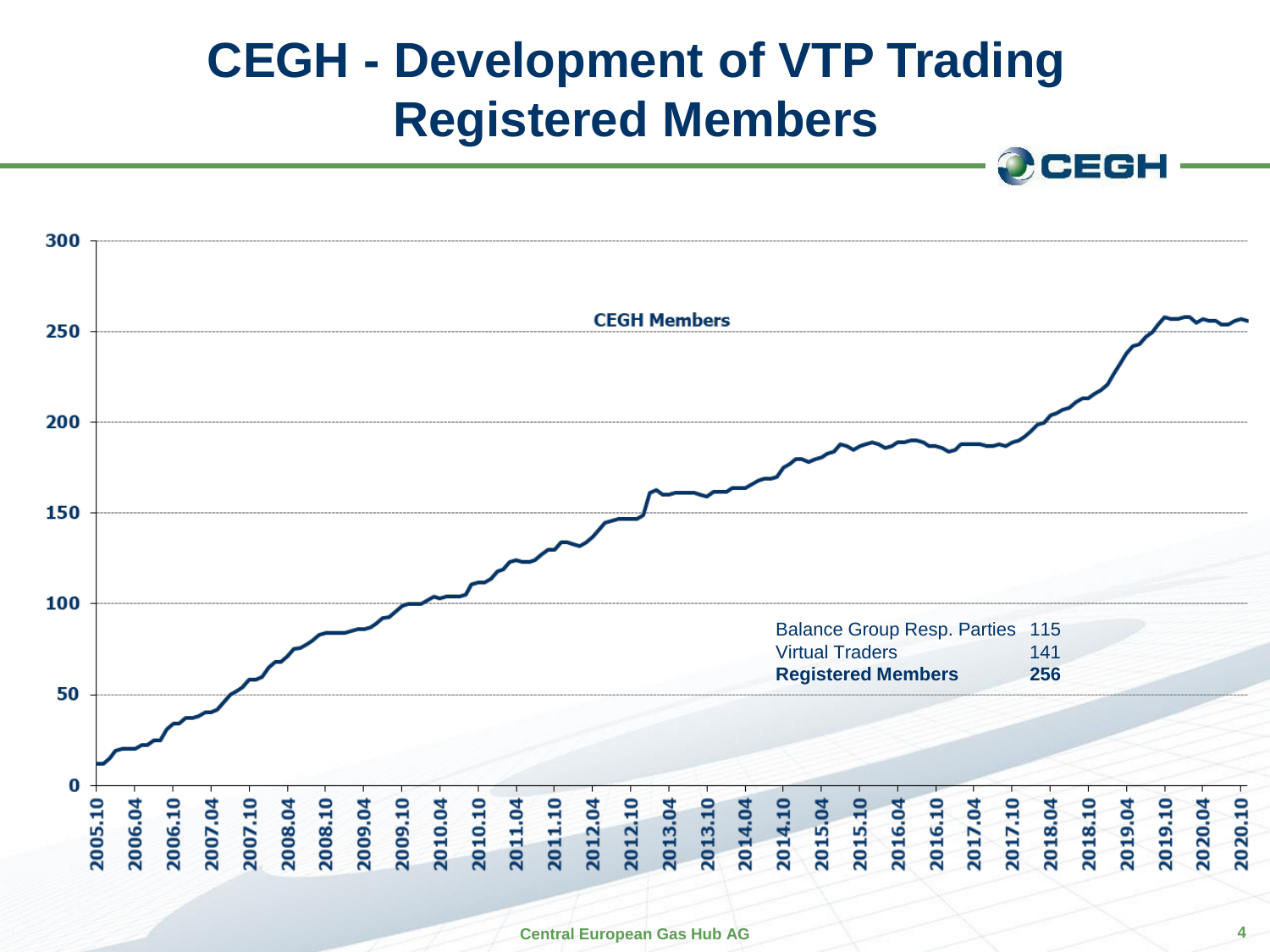# CEGH - Development of VTP Trading Registered Members

CEGH Members

300
250
200
150
100
50
0

2005.10 2006.04 2006.10 2007.04 2007.10 2008.04 2008.10 2009.04 2009.10 2010.04 2010.10 2011.04 2011.10 2012.04 2012.10 2013.04 2013.10 2014.04 2014.10 2015.04 2015.10 2016.04 2016.10 2017.04 2017.10 2018.04 2018.10 2019.04 2019.10 2020.04 2020.10

Balance Group Resp. Parties 115
Virtual Traders 141
**Registered Members** **256**

Central European Gas Hub AG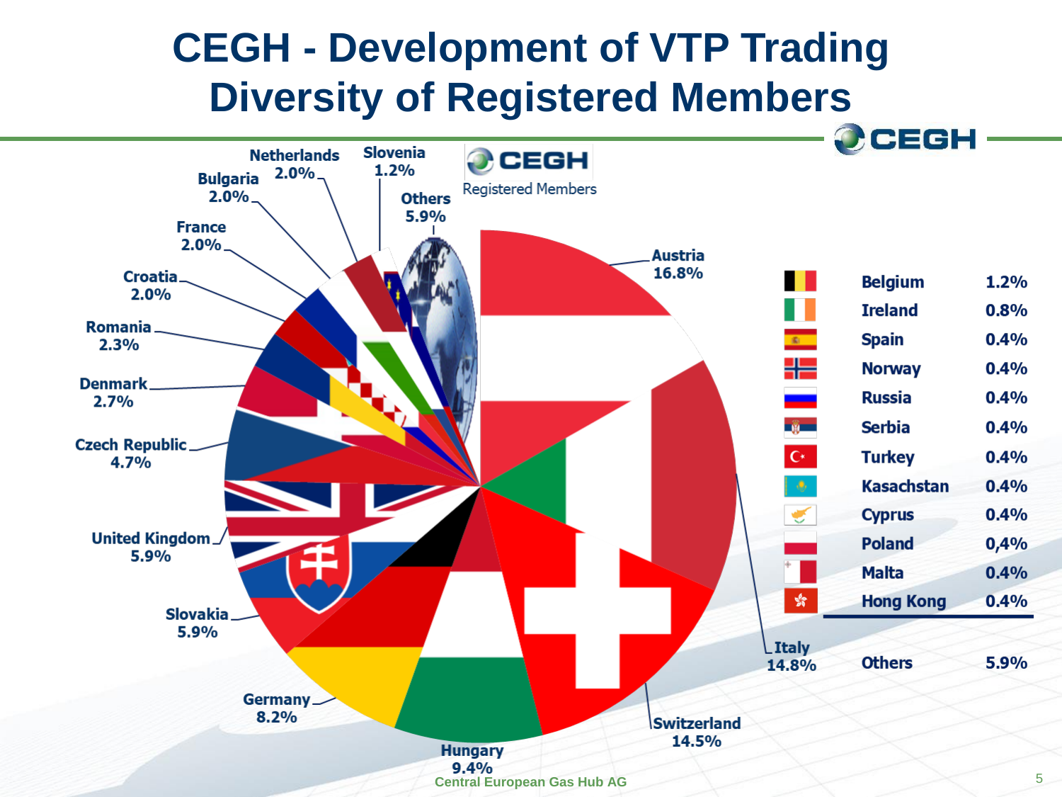# CEGH - Development of VTP Trading
## Diversity of Registered Members

CEGH Registered Members

| Country | Share |
|---|---|
| Austria | 16.8% |
| Italy | 14.8% |
| Switzerland | 14.5% |
| Hungary | 9.4% |
| Germany | 8.2% |
| Slovakia | 5.9% |
| United Kingdom | 5.9% |
| Czech Republic | 4.7% |
| Denmark | 2.7% |
| Romania | 2.3% |
| Croatia | 2.0% |
| France | 2.0% |
| Bulgaria | 2.0% |
| Netherlands | 2.0% |
| Slovenia | 1.2% |
| Others | 5.9% |

| Country | Share |
|---|---|
| Belgium | 1.2% |
| Ireland | 0.8% |
| Spain | 0.4% |
| Norway | 0.4% |
| Russia | 0.4% |
| Serbia | 0.4% |
| Turkey | 0.4% |
| Kasachstan | 0.4% |
| Cyprus | 0.4% |
| Poland | 0,4% |
| Malta | 0.4% |
| Hong Kong | 0.4% |
| Others | 5.9% |

Central European Gas Hub AG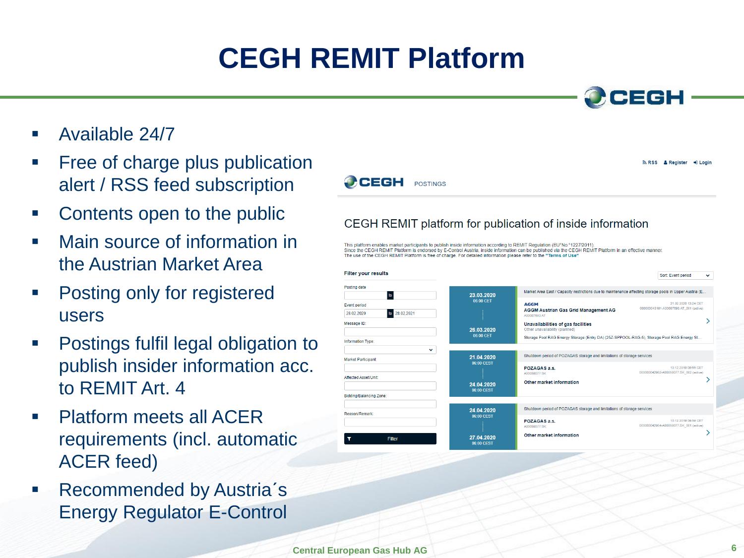# CEGH REMIT Platform

- Available 24/7
- Free of charge plus publication alert / RSS feed subscription
- Contents open to the public
- Main source of information in the Austrian Market Area
- Posting only for registered users
- Postings fulfil legal obligation to publish insider information acc. to REMIT Art. 4
- Platform meets all ACER requirements (incl. automatic ACER feed)
- Recommended by Austria´s Energy Regulator E-Control

RSS Register Login

CEGH POSTINGS

CEGH REMIT platform for publication of inside information

This platform enables market participants to publish inside information according to REMIT Regulation (EU°No.°1227/2011).
Since the CEGH REMIT Platform is endorsed by E-Control Austria, inside information can be published via the CEGH REMIT Platform in an effective manner.
The use of the CEGH REMIT Platform is free of charge. For detailed information please refer to the "Terms of Use"

Filter your results

Sort: Event period

Posting date
to

Event period
28.02.2020 to 28.02.2021

Message ID:

Information Type:

Market Participant:

Affected Asset/Unit:

Bidding/Balancing Zone:

Reason/Remark:

Filter

23.03.2020 06:00 CET – 26.03.2020 06:00 CET
Market Area East / Capacity restrictions due to maintenance affecting storage pools in Upper Austria (E...
AGGM
AGGM Austrian Gas Grid Management AG
A00007693.AT
21.02.2020 13:24 CET
000000043101-A00007693.AT_001 (active)
Unavailabilities of gas facilities
Other unavailability (planned)
Storage Pool RAG Energy Storage (Entry DA) (25Z-SPPOOL-RAG-5), Storage Pool RAG Energy St...

21.04.2020 06:00 CEST – 24.04.2020 06:00 CEST
Shutdown period of POZAGAS storage and limitations of storage services
POZAGAS a.s.
A00058077.SK
10.12.2019 09:55 CET
000000042962-A00058077.SK_002 (active)
Other market information

24.04.2020 06:00 CEST – 27.04.2020 06:00 CEST
Shutdown period of POZAGAS storage and limitations of storage services
POZAGAS a.s.
A00058077.SK
10.12.2019 09:59 CET
000000042964-A00058077.SK_001 (active)
Other market information

Central European Gas Hub AG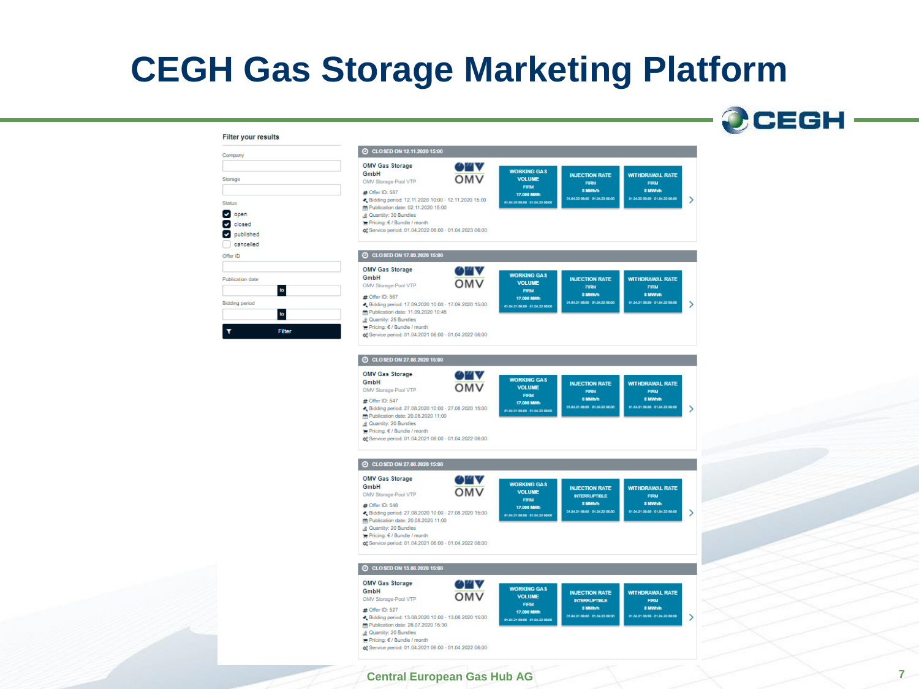# CEGH Gas Storage Marketing Platform

**Filter your results**

Company

Storage

Status

- [x] open
- [x] closed
- [x] published
- [ ] cancelled

Offer ID

Publication date — to

Bidding period — to

Filter

---

**CLOSED ON 12.11.2020 15:00**

OMV Gas Storage GmbH
OMV Storage-Pool VTP

- Offer ID: 587
- Bidding period: 12.11.2020 10:00 - 12.11.2020 15:00
- Publication date: 02.11.2020 15:00
- Quantity: 30 Bundles
- Pricing: € / Bundle / month
- Service period: 01.04.2022 06:00 - 01.04.2023 06:00

| WORKING GAS VOLUME | INJECTION RATE | WITHDRAWAL RATE |
|---|---|---|
| FIRM | FIRM | FIRM |
| 17.000 MWh | 8 MWh/h | 8 MWh/h |
| 01.04.22 06:00 - 01.04.23 06:00 | 01.04.22 06:00 - 01.04.23 06:00 | 01.04.22 06:00 - 01.04.23 06:00 |

**CLOSED ON 17.09.2020 15:00**

OMV Gas Storage GmbH
OMV Storage-Pool VTP

- Offer ID: 567
- Bidding period: 17.09.2020 10:00 - 17.09.2020 15:00
- Publication date: 11.09.2020 10:45
- Quantity: 25 Bundles
- Pricing: € / Bundle / month
- Service period: 01.04.2021 06:00 - 01.04.2022 06:00

| WORKING GAS VOLUME | INJECTION RATE | WITHDRAWAL RATE |
|---|---|---|
| FIRM | FIRM | FIRM |
| 17.000 MWh | 8 MWh/h | 8 MWh/h |
| 01.04.21 06:00 - 01.04.22 06:00 | 01.04.21 06:00 - 01.04.22 06:00 | 01.04.21 06:00 - 01.04.22 06:00 |

**CLOSED ON 27.08.2020 15:00**

OMV Gas Storage GmbH
OMV Storage-Pool VTP

- Offer ID: 547
- Bidding period: 27.08.2020 10:00 - 27.08.2020 15:00
- Publication date: 20.08.2020 11:00
- Quantity: 20 Bundles
- Pricing: € / Bundle / month
- Service period: 01.04.2021 06:00 - 01.04.2022 06:00

| WORKING GAS VOLUME | INJECTION RATE | WITHDRAWAL RATE |
|---|---|---|
| FIRM | FIRM | FIRM |
| 17.000 MWh | 8 MWh/h | 8 MWh/h |
| 01.04.21 06:00 - 01.04.22 06:00 | 01.04.21 06:00 - 01.04.22 06:00 | 01.04.21 06:00 - 01.04.22 06:00 |

**CLOSED ON 27.08.2020 15:00**

OMV Gas Storage GmbH
OMV Storage-Pool VTP

- Offer ID: 548
- Bidding period: 27.08.2020 10:00 - 27.08.2020 15:00
- Publication date: 20.08.2020 11:00
- Quantity: 20 Bundles
- Pricing: € / Bundle / month
- Service period: 01.04.2021 06:00 - 01.04.2022 06:00

| WORKING GAS VOLUME | INJECTION RATE | WITHDRAWAL RATE |
|---|---|---|
| FIRM | INTERRUPTIBLE | FIRM |
| 17.000 MWh | 8 MWh/h | 8 MWh/h |
| 01.04.21 06:00 - 01.04.22 06:00 | 01.04.21 06:00 - 01.04.22 06:00 | 01.04.21 06:00 - 01.04.22 06:00 |

**CLOSED ON 13.08.2020 15:00**

OMV Gas Storage GmbH
OMV Storage-Pool VTP

- Offer ID: 527
- Bidding period: 13.08.2020 10:00 - 13.08.2020 15:00
- Publication date: 28.07.2020 15:30
- Quantity: 20 Bundles
- Pricing: € / Bundle / month
- Service period: 01.04.2021 06:00 - 01.04.2022 06:00

| WORKING GAS VOLUME | INJECTION RATE | WITHDRAWAL RATE |
|---|---|---|
| FIRM | INTERRUPTIBLE | FIRM |
| 17.000 MWh | 8 MWh/h | 8 MWh/h |
| 01.04.21 06:00 - 01.04.22 06:00 | 01.04.21 06:00 - 01.04.22 06:00 | 01.04.21 06:00 - 01.04.22 06:00 |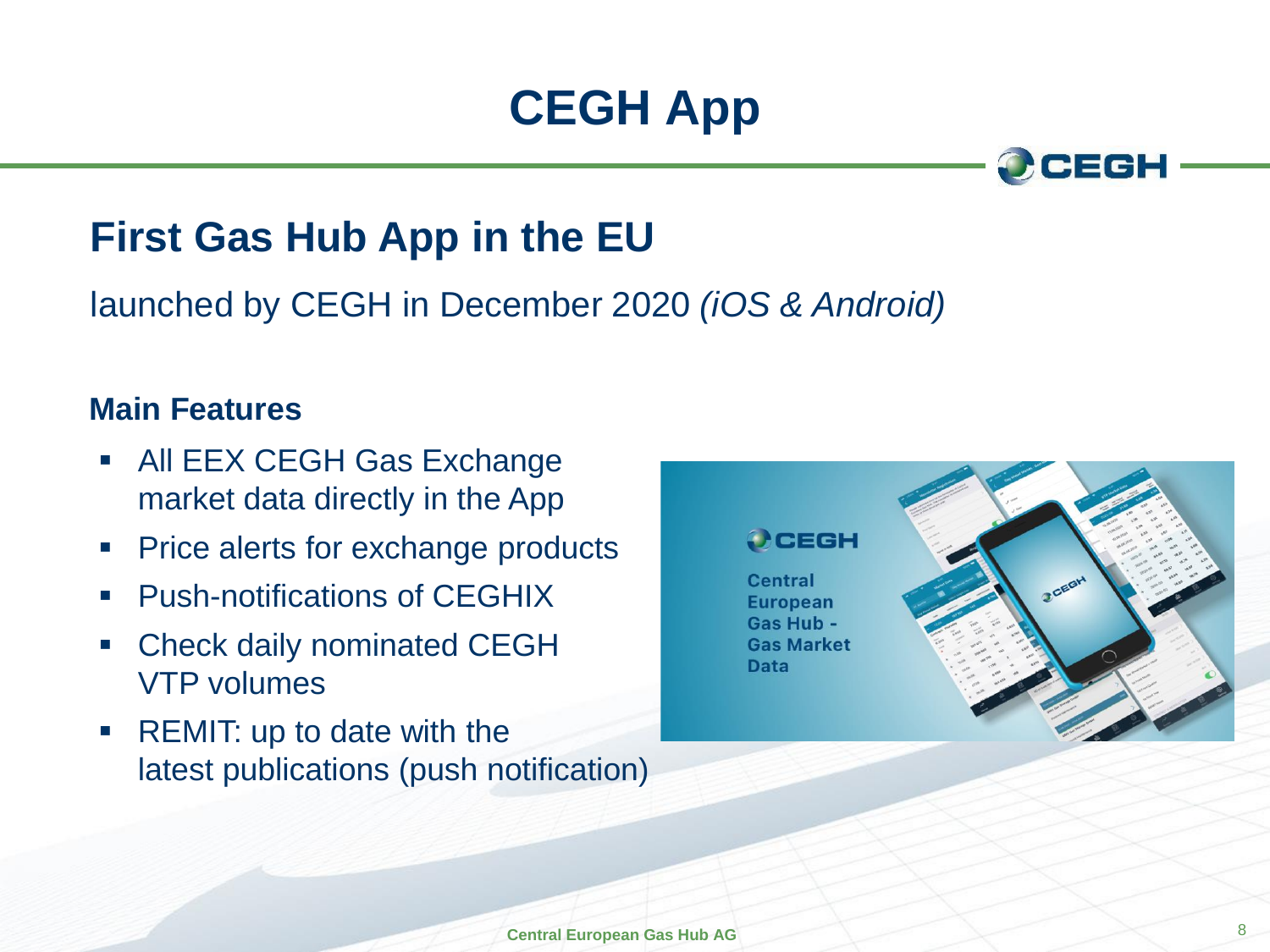# CEGH App

## First Gas Hub App in the EU

launched by CEGH in December 2020 *(iOS & Android)*

**Main Features**

- All EEX CEGH Gas Exchange market data directly in the App
- Price alerts for exchange products
- Push-notifications of CEGHIX
- Check daily nominated CEGH VTP volumes
- REMIT: up to date with the latest publications (push notification)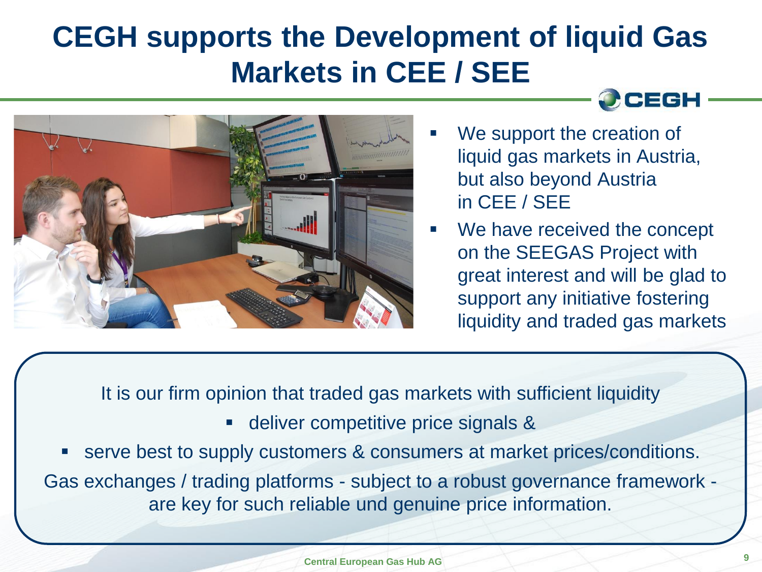# CEGH supports the Development of liquid Gas Markets in CEE / SEE

- We support the creation of liquid gas markets in Austria, but also beyond Austria in CEE / SEE
- We have received the concept on the SEEGAS Project with great interest and will be glad to support any initiative fostering liquidity and traded gas markets

It is our firm opinion that traded gas markets with sufficient liquidity

- deliver competitive price signals &
- serve best to supply customers & consumers at market prices/conditions.

Gas exchanges / trading platforms - subject to a robust governance framework - are key for such reliable und genuine price information.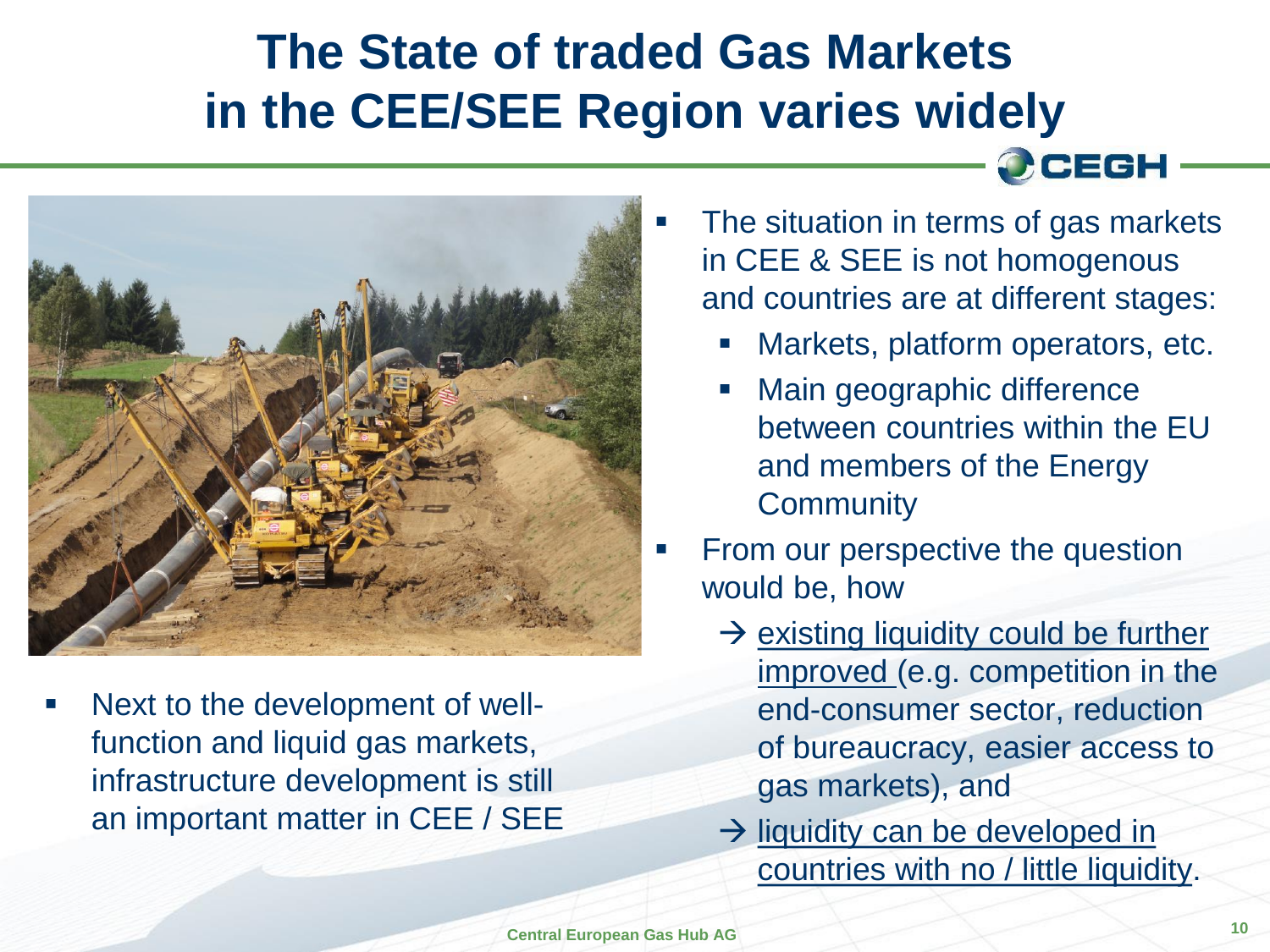# The State of traded Gas Markets in the CEE/SEE Region varies widely

- Next to the development of well-function and liquid gas markets, infrastructure development is still an important matter in CEE / SEE

- The situation in terms of gas markets in CEE & SEE is not homogenous and countries are at different stages:
  - Markets, platform operators, etc.
  - Main geographic difference between countries within the EU and members of the Energy Community
- From our perspective the question would be, how
  - → existing liquidity could be further improved (e.g. competition in the end-consumer sector, reduction of bureaucracy, easier access to gas markets), and
  - → liquidity can be developed in countries with no / little liquidity.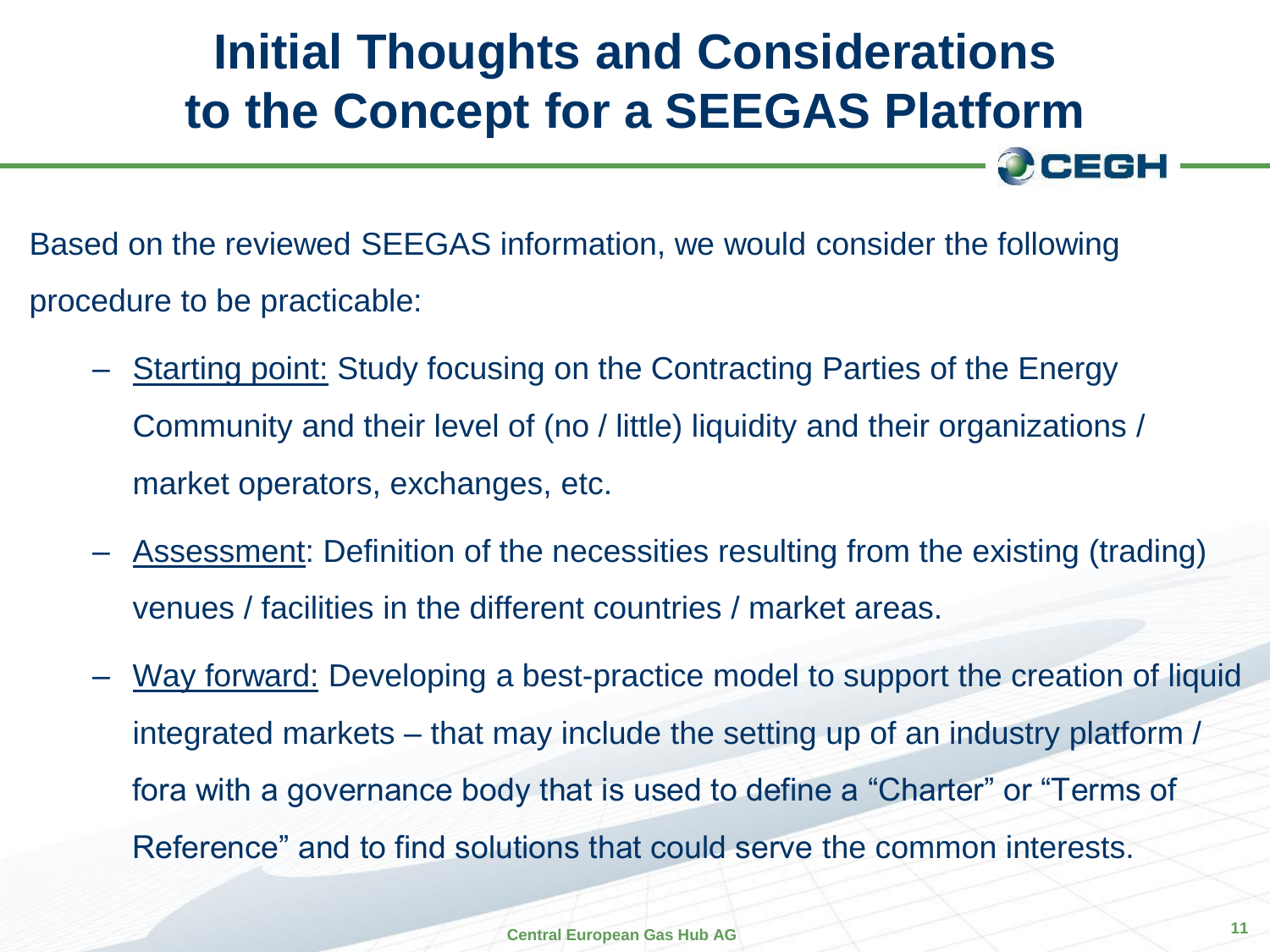# Initial Thoughts and Considerations to the Concept for a SEEGAS Platform

Based on the reviewed SEEGAS information, we would consider the following procedure to be practicable:

- Starting point: Study focusing on the Contracting Parties of the Energy Community and their level of (no / little) liquidity and their organizations / market operators, exchanges, etc.
- Assessment: Definition of the necessities resulting from the existing (trading) venues / facilities in the different countries / market areas.
- Way forward: Developing a best-practice model to support the creation of liquid integrated markets – that may include the setting up of an industry platform / fora with a governance body that is used to define a "Charter" or "Terms of Reference" and to find solutions that could serve the common interests.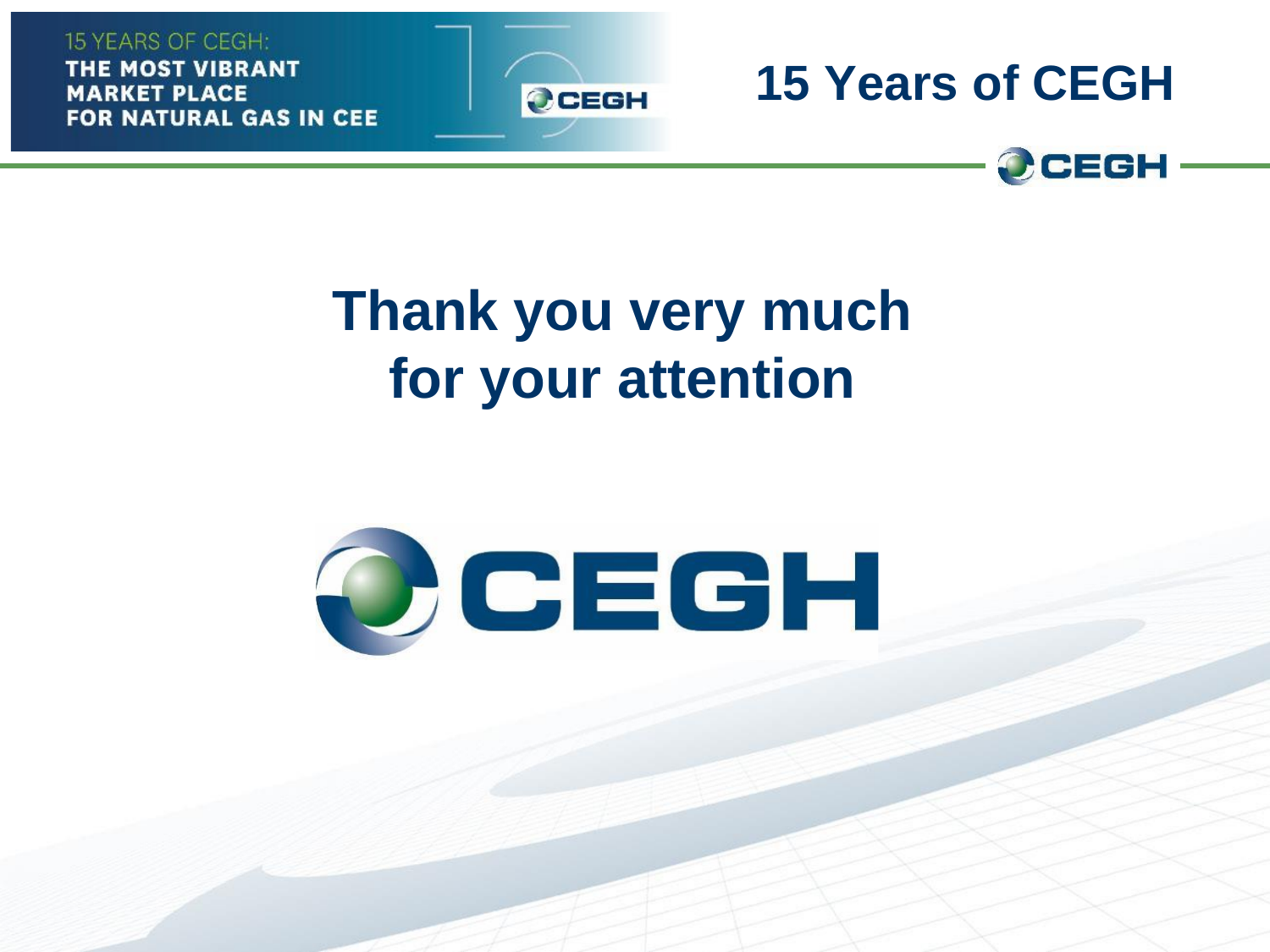# Thank you very much for your attention